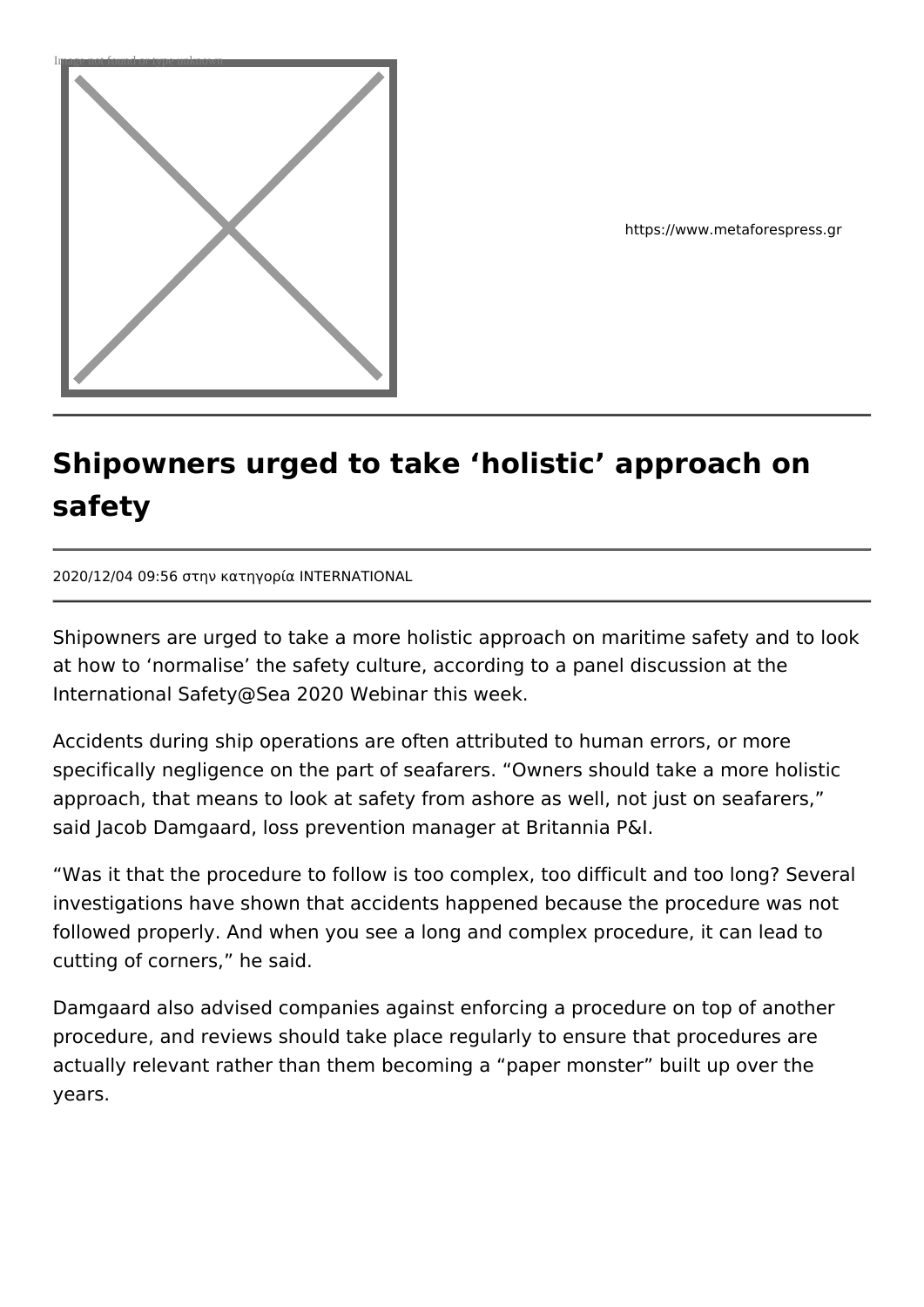https://www.metaforespress.gr

# Shipowners urged to take ‘holistic’ approach on safety

2020/12/04 09:56 στην κατηγορία INTERNATIONAL

Shipowners are urged to take a more holistic approach on maritime safety and to look at how to ‘normalise’ the safety culture, according to a panel discussion at the International Safety@Sea 2020 Webinar this week.

Accidents during ship operations are often attributed to human errors, or more specifically negligence on the part of seafarers. “Owners should take a more holistic approach, that means to look at safety from ashore as well, not just on seafarers,” said Jacob Damgaard, loss prevention manager at Britannia P&I.

“Was it that the procedure to follow is too complex, too difficult and too long? Several investigations have shown that accidents happened because the procedure was not followed properly. And when you see a long and complex procedure, it can lead to cutting of corners,” he said.

Damgaard also advised companies against enforcing a procedure on top of another procedure, and reviews should take place regularly to ensure that procedures are actually relevant rather than them becoming a “paper monster” built up over the years.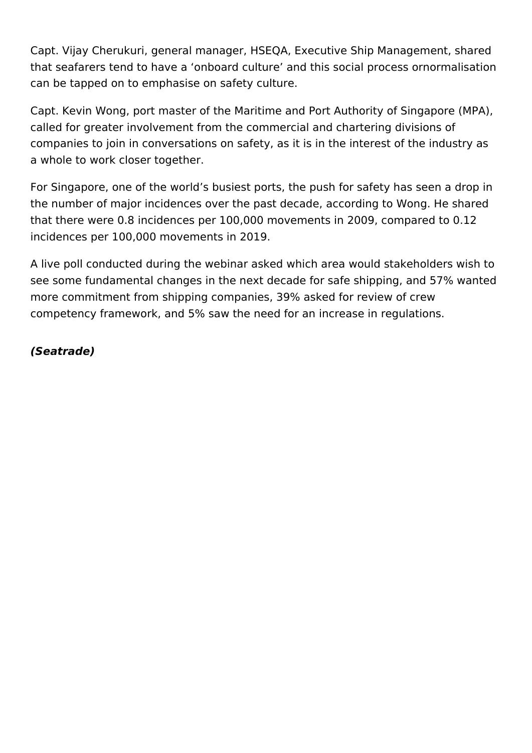Capt. Vijay Cherukuri, general manager, HSEQA, Executive Ship Management, shared that seafarers tend to have a 'onboard culture' and this social process ornormalisation can be tapped on to emphasise on safety culture.

Capt. Kevin Wong, port master of the Maritime and Port Authority of Singapore (MPA), called for greater involvement from the commercial and chartering divisions of companies to join in conversations on safety, as it is in the interest of the industry as a whole to work closer together.

For Singapore, one of the world's busiest ports, the push for safety has seen a drop in the number of major incidences over the past decade, according to Wong. He shared that there were 0.8 incidences per 100,000 movements in 2009, compared to 0.12 incidences per 100,000 movements in 2019.

A live poll conducted during the webinar asked which area would stakeholders wish to see some fundamental changes in the next decade for safe shipping, and 57% wanted more commitment from shipping companies, 39% asked for review of crew competency framework, and 5% saw the need for an increase in regulations.

***(Seatrade)***